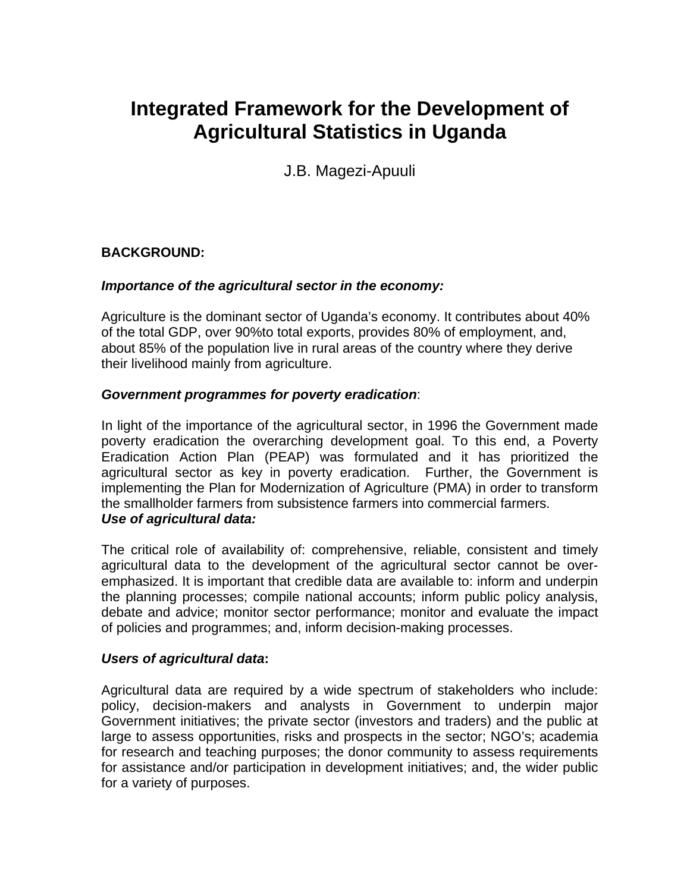# Integrated Framework for the Development of Agricultural Statistics in Uganda

J.B. Magezi-Apuuli

## BACKGROUND:

### *Importance of the agricultural sector in the economy:*

Agriculture is the dominant sector of Uganda's economy. It contributes about 40% of the total GDP, over 90%to total exports, provides 80% of employment, and, about 85% of the population live in rural areas of the country where they derive their livelihood mainly from agriculture.

### *Government programmes for poverty eradication*:

In light of the importance of the agricultural sector, in 1996 the Government made poverty eradication the overarching development goal. To this end, a Poverty Eradication Action Plan (PEAP) was formulated and it has prioritized the agricultural sector as key in poverty eradication. Further, the Government is implementing the Plan for Modernization of Agriculture (PMA) in order to transform the smallholder farmers from subsistence farmers into commercial farmers.

### *Use of agricultural data:*

The critical role of availability of: comprehensive, reliable, consistent and timely agricultural data to the development of the agricultural sector cannot be over-emphasized. It is important that credible data are available to: inform and underpin the planning processes; compile national accounts; inform public policy analysis, debate and advice; monitor sector performance; monitor and evaluate the impact of policies and programmes; and, inform decision-making processes.

### *Users of agricultural data*:

Agricultural data are required by a wide spectrum of stakeholders who include: policy, decision-makers and analysts in Government to underpin major Government initiatives; the private sector (investors and traders) and the public at large to assess opportunities, risks and prospects in the sector; NGO's; academia for research and teaching purposes; the donor community to assess requirements for assistance and/or participation in development initiatives; and, the wider public for a variety of purposes.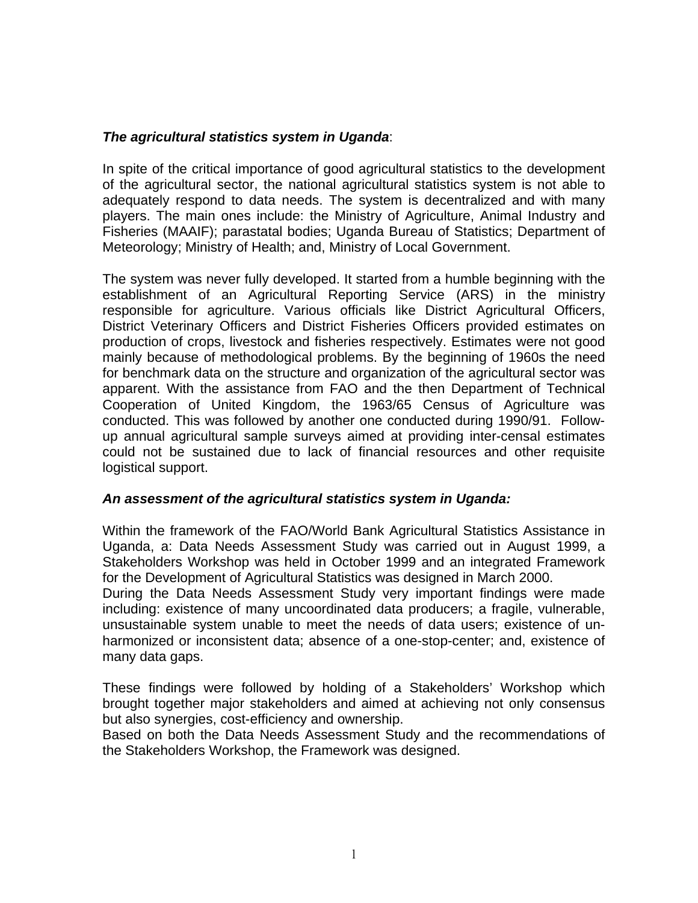***The agricultural statistics system in Uganda***:

In spite of the critical importance of good agricultural statistics to the development of the agricultural sector, the national agricultural statistics system is not able to adequately respond to data needs. The system is decentralized and with many players. The main ones include: the Ministry of Agriculture, Animal Industry and Fisheries (MAAIF); parastatal bodies; Uganda Bureau of Statistics; Department of Meteorology; Ministry of Health; and, Ministry of Local Government.

The system was never fully developed. It started from a humble beginning with the establishment of an Agricultural Reporting Service (ARS) in the ministry responsible for agriculture. Various officials like District Agricultural Officers, District Veterinary Officers and District Fisheries Officers provided estimates on production of crops, livestock and fisheries respectively. Estimates were not good mainly because of methodological problems. By the beginning of 1960s the need for benchmark data on the structure and organization of the agricultural sector was apparent. With the assistance from FAO and the then Department of Technical Cooperation of United Kingdom, the 1963/65 Census of Agriculture was conducted. This was followed by another one conducted during 1990/91. Follow-up annual agricultural sample surveys aimed at providing inter-censal estimates could not be sustained due to lack of financial resources and other requisite logistical support.

***An assessment of the agricultural statistics system in Uganda:***

Within the framework of the FAO/World Bank Agricultural Statistics Assistance in Uganda, a: Data Needs Assessment Study was carried out in August 1999, a Stakeholders Workshop was held in October 1999 and an integrated Framework for the Development of Agricultural Statistics was designed in March 2000.
During the Data Needs Assessment Study very important findings were made including: existence of many uncoordinated data producers; a fragile, vulnerable, unsustainable system unable to meet the needs of data users; existence of un-harmonized or inconsistent data; absence of a one-stop-center; and, existence of many data gaps.

These findings were followed by holding of a Stakeholders' Workshop which brought together major stakeholders and aimed at achieving not only consensus but also synergies, cost-efficiency and ownership.
Based on both the Data Needs Assessment Study and the recommendations of the Stakeholders Workshop, the Framework was designed.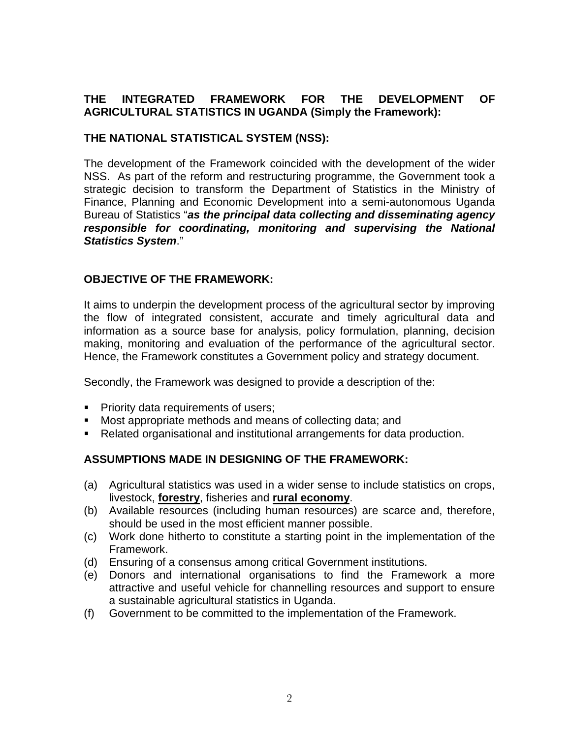**THE INTEGRATED FRAMEWORK FOR THE DEVELOPMENT OF AGRICULTURAL STATISTICS IN UGANDA (Simply the Framework):**

**THE NATIONAL STATISTICAL SYSTEM (NSS):**

The development of the Framework coincided with the development of the wider NSS. As part of the reform and restructuring programme, the Government took a strategic decision to transform the Department of Statistics in the Ministry of Finance, Planning and Economic Development into a semi-autonomous Uganda Bureau of Statistics "***as the principal data collecting and disseminating agency responsible for coordinating, monitoring and supervising the National Statistics System***."

**OBJECTIVE OF THE FRAMEWORK:**

It aims to underpin the development process of the agricultural sector by improving the flow of integrated consistent, accurate and timely agricultural data and information as a source base for analysis, policy formulation, planning, decision making, monitoring and evaluation of the performance of the agricultural sector. Hence, the Framework constitutes a Government policy and strategy document.

Secondly, the Framework was designed to provide a description of the:

- Priority data requirements of users;
- Most appropriate methods and means of collecting data; and
- Related organisational and institutional arrangements for data production.

**ASSUMPTIONS MADE IN DESIGNING OF THE FRAMEWORK:**

(a) Agricultural statistics was used in a wider sense to include statistics on crops, livestock, **<u>forestry</u>**, fisheries and **<u>rural economy</u>**.
(b) Available resources (including human resources) are scarce and, therefore, should be used in the most efficient manner possible.
(c) Work done hitherto to constitute a starting point in the implementation of the Framework.
(d) Ensuring of a consensus among critical Government institutions.
(e) Donors and international organisations to find the Framework a more attractive and useful vehicle for channelling resources and support to ensure a sustainable agricultural statistics in Uganda.
(f) Government to be committed to the implementation of the Framework.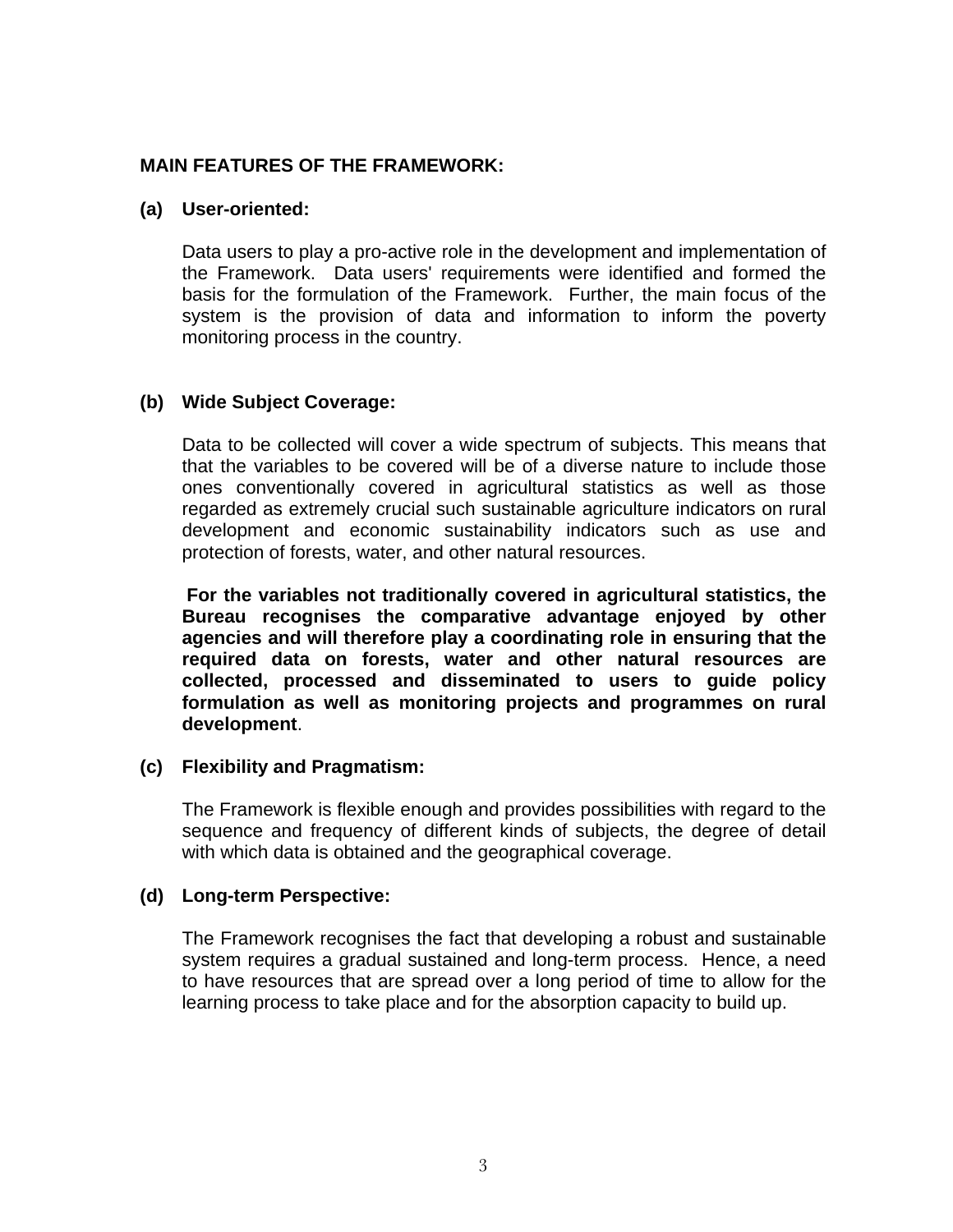**MAIN FEATURES OF THE FRAMEWORK:**

**(a) User-oriented:**

Data users to play a pro-active role in the development and implementation of the Framework. Data users' requirements were identified and formed the basis for the formulation of the Framework. Further, the main focus of the system is the provision of data and information to inform the poverty monitoring process in the country.

**(b) Wide Subject Coverage:**

Data to be collected will cover a wide spectrum of subjects. This means that that the variables to be covered will be of a diverse nature to include those ones conventionally covered in agricultural statistics as well as those regarded as extremely crucial such sustainable agriculture indicators on rural development and economic sustainability indicators such as use and protection of forests, water, and other natural resources.

**For the variables not traditionally covered in agricultural statistics, the Bureau recognises the comparative advantage enjoyed by other agencies and will therefore play a coordinating role in ensuring that the required data on forests, water and other natural resources are collected, processed and disseminated to users to guide policy formulation as well as monitoring projects and programmes on rural development**.

**(c) Flexibility and Pragmatism:**

The Framework is flexible enough and provides possibilities with regard to the sequence and frequency of different kinds of subjects, the degree of detail with which data is obtained and the geographical coverage.

**(d) Long-term Perspective:**

The Framework recognises the fact that developing a robust and sustainable system requires a gradual sustained and long-term process. Hence, a need to have resources that are spread over a long period of time to allow for the learning process to take place and for the absorption capacity to build up.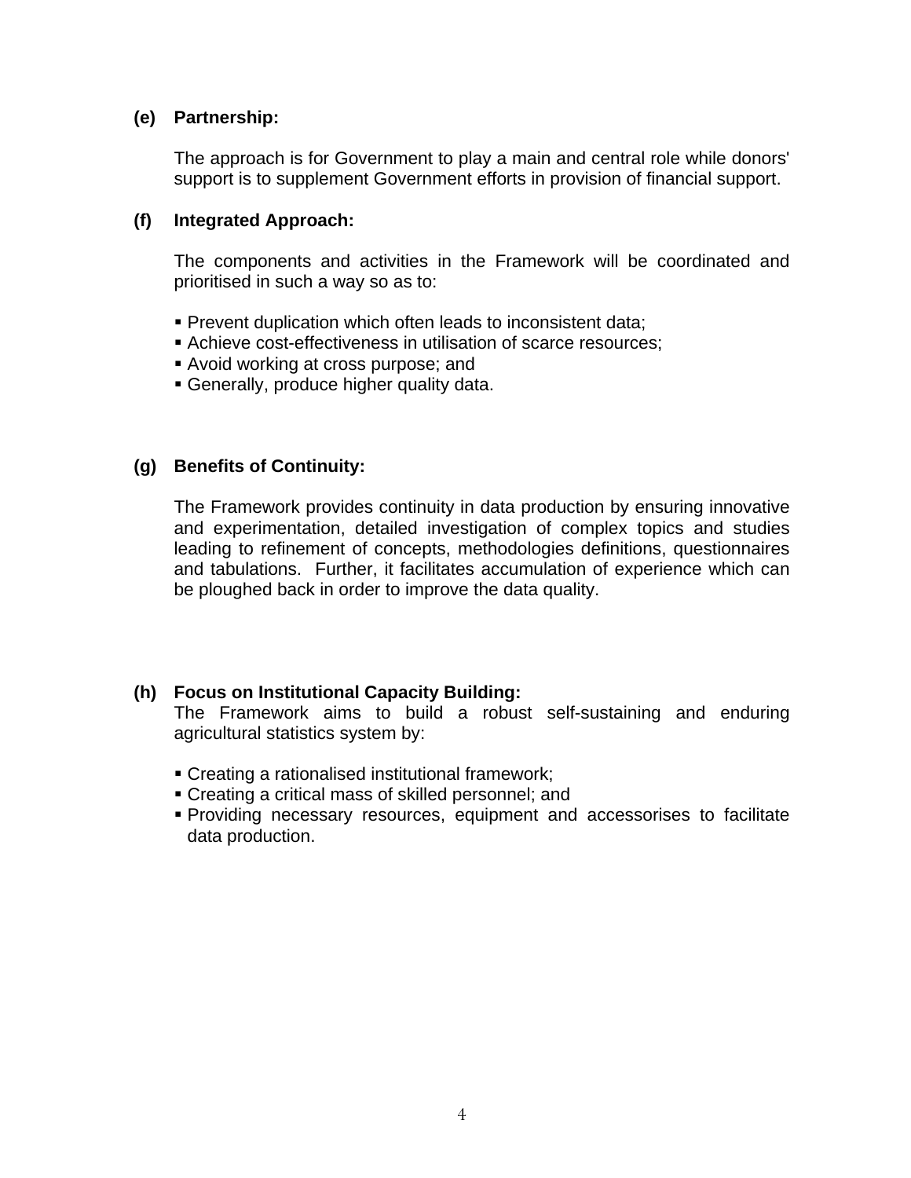**(e) Partnership:**

The approach is for Government to play a main and central role while donors' support is to supplement Government efforts in provision of financial support.

**(f) Integrated Approach:**

The components and activities in the Framework will be coordinated and prioritised in such a way so as to:

- Prevent duplication which often leads to inconsistent data;
- Achieve cost-effectiveness in utilisation of scarce resources;
- Avoid working at cross purpose; and
- Generally, produce higher quality data.

**(g) Benefits of Continuity:**

The Framework provides continuity in data production by ensuring innovative and experimentation, detailed investigation of complex topics and studies leading to refinement of concepts, methodologies definitions, questionnaires and tabulations. Further, it facilitates accumulation of experience which can be ploughed back in order to improve the data quality.

**(h) Focus on Institutional Capacity Building:**

The Framework aims to build a robust self-sustaining and enduring agricultural statistics system by:

- Creating a rationalised institutional framework;
- Creating a critical mass of skilled personnel; and
- Providing necessary resources, equipment and accessorises to facilitate data production.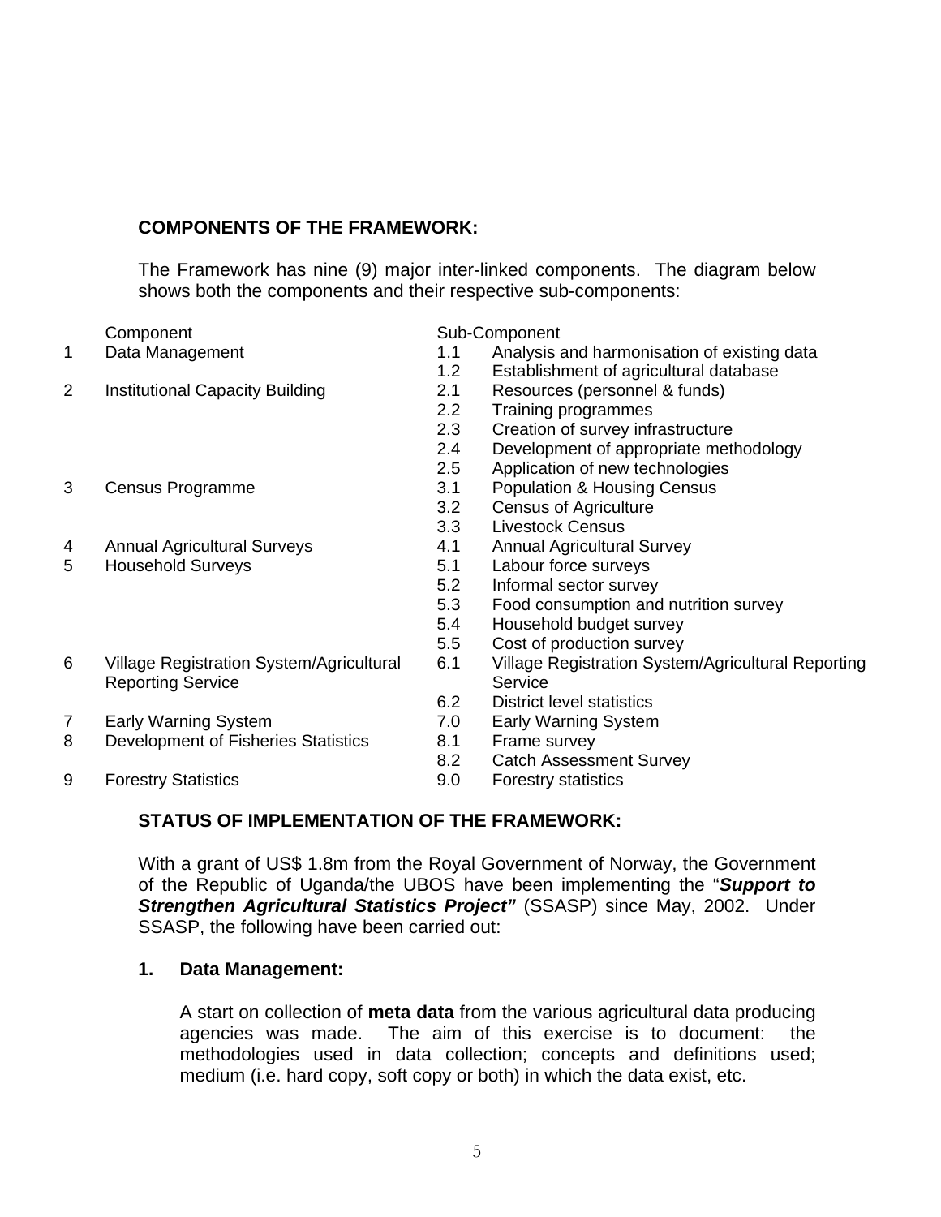**COMPONENTS OF THE FRAMEWORK:**

The Framework has nine (9) major inter-linked components. The diagram below shows both the components and their respective sub-components:

| | Component | | Sub-Component |
|---|---|---|---|
| 1 | Data Management | 1.1 | Analysis and harmonisation of existing data |
| | | 1.2 | Establishment of agricultural database |
| 2 | Institutional Capacity Building | 2.1 | Resources (personnel & funds) |
| | | 2.2 | Training programmes |
| | | 2.3 | Creation of survey infrastructure |
| | | 2.4 | Development of appropriate methodology |
| | | 2.5 | Application of new technologies |
| 3 | Census Programme | 3.1 | Population & Housing Census |
| | | 3.2 | Census of Agriculture |
| | | 3.3 | Livestock Census |
| 4 | Annual Agricultural Surveys | 4.1 | Annual Agricultural Survey |
| 5 | Household Surveys | 5.1 | Labour force surveys |
| | | 5.2 | Informal sector survey |
| | | 5.3 | Food consumption and nutrition survey |
| | | 5.4 | Household budget survey |
| | | 5.5 | Cost of production survey |
| 6 | Village Registration System/Agricultural Reporting Service | 6.1 | Village Registration System/Agricultural Reporting Service |
| | | 6.2 | District level statistics |
| 7 | Early Warning System | 7.0 | Early Warning System |
| 8 | Development of Fisheries Statistics | 8.1 | Frame survey |
| | | 8.2 | Catch Assessment Survey |
| 9 | Forestry Statistics | 9.0 | Forestry statistics |

**STATUS OF IMPLEMENTATION OF THE FRAMEWORK:**

With a grant of US$ 1.8m from the Royal Government of Norway, the Government of the Republic of Uganda/the UBOS have been implementing the "***Support to Strengthen Agricultural Statistics Project"*** (SSASP) since May, 2002. Under SSASP, the following have been carried out:

**1. Data Management:**

A start on collection of **meta data** from the various agricultural data producing agencies was made. The aim of this exercise is to document: the methodologies used in data collection; concepts and definitions used; medium (i.e. hard copy, soft copy or both) in which the data exist, etc.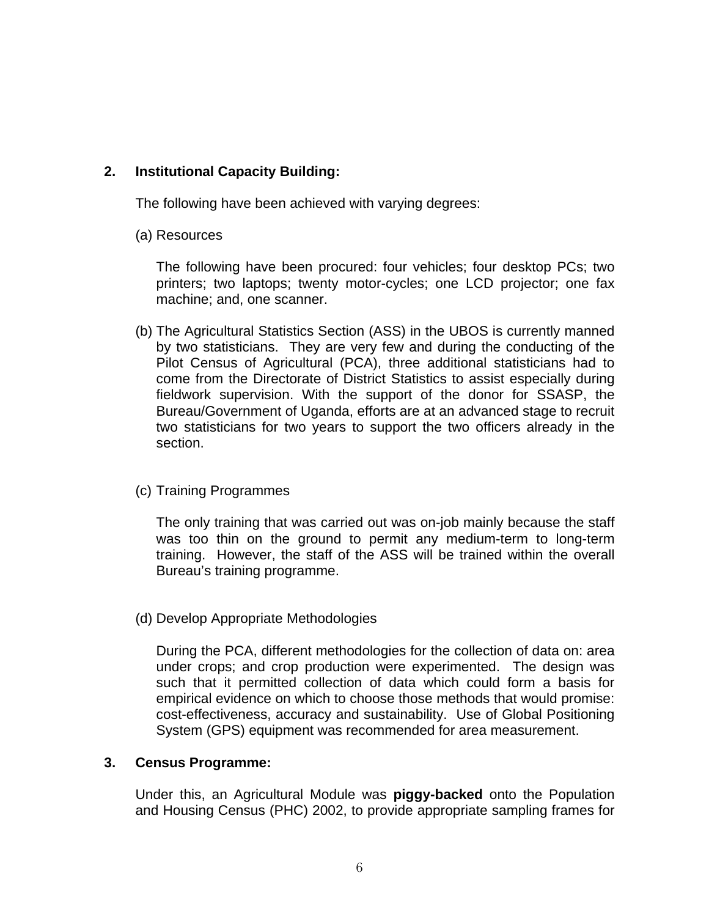**2. Institutional Capacity Building:**

The following have been achieved with varying degrees:

(a) Resources

The following have been procured: four vehicles; four desktop PCs; two printers; two laptops; twenty motor-cycles; one LCD projector; one fax machine; and, one scanner.

(b) The Agricultural Statistics Section (ASS) in the UBOS is currently manned by two statisticians. They are very few and during the conducting of the Pilot Census of Agricultural (PCA), three additional statisticians had to come from the Directorate of District Statistics to assist especially during fieldwork supervision. With the support of the donor for SSASP, the Bureau/Government of Uganda, efforts are at an advanced stage to recruit two statisticians for two years to support the two officers already in the section.

(c) Training Programmes

The only training that was carried out was on-job mainly because the staff was too thin on the ground to permit any medium-term to long-term training. However, the staff of the ASS will be trained within the overall Bureau's training programme.

(d) Develop Appropriate Methodologies

During the PCA, different methodologies for the collection of data on: area under crops; and crop production were experimented. The design was such that it permitted collection of data which could form a basis for empirical evidence on which to choose those methods that would promise: cost-effectiveness, accuracy and sustainability. Use of Global Positioning System (GPS) equipment was recommended for area measurement.

**3. Census Programme:**

Under this, an Agricultural Module was **piggy-backed** onto the Population and Housing Census (PHC) 2002, to provide appropriate sampling frames for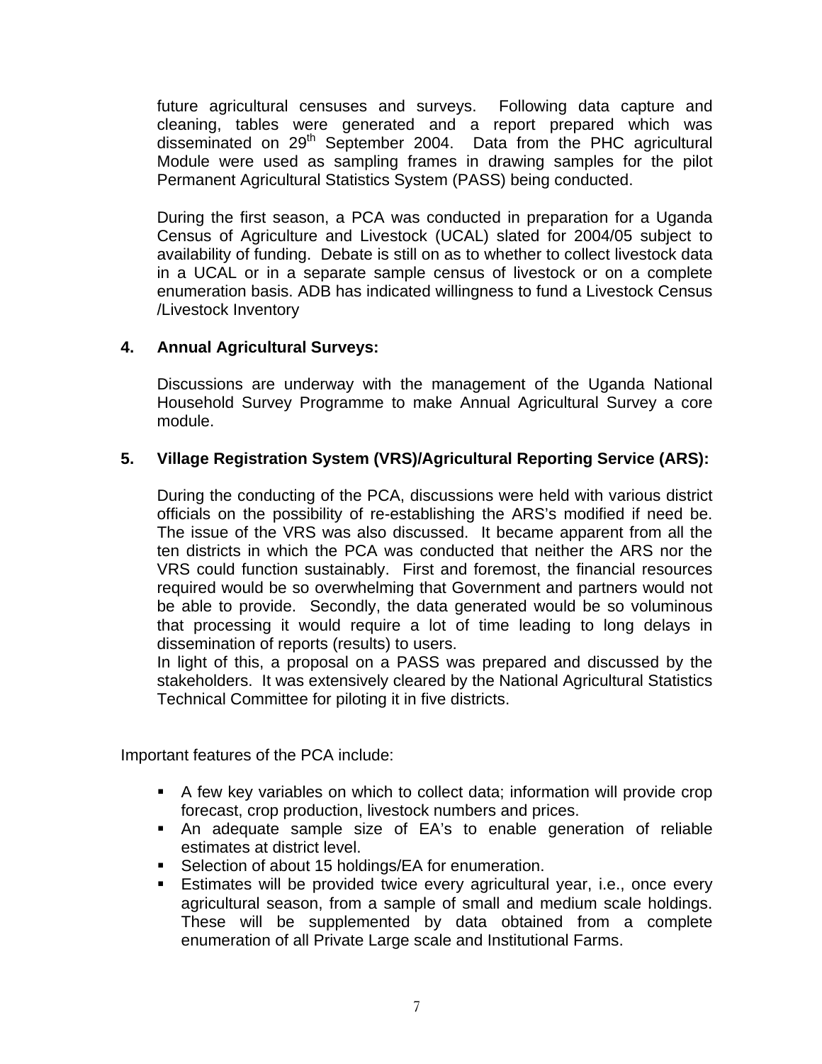future agricultural censuses and surveys. Following data capture and cleaning, tables were generated and a report prepared which was disseminated on 29th September 2004. Data from the PHC agricultural Module were used as sampling frames in drawing samples for the pilot Permanent Agricultural Statistics System (PASS) being conducted.

During the first season, a PCA was conducted in preparation for a Uganda Census of Agriculture and Livestock (UCAL) slated for 2004/05 subject to availability of funding. Debate is still on as to whether to collect livestock data in a UCAL or in a separate sample census of livestock or on a complete enumeration basis. ADB has indicated willingness to fund a Livestock Census /Livestock Inventory

**4. Annual Agricultural Surveys:**

Discussions are underway with the management of the Uganda National Household Survey Programme to make Annual Agricultural Survey a core module.

**5. Village Registration System (VRS)/Agricultural Reporting Service (ARS):**

During the conducting of the PCA, discussions were held with various district officials on the possibility of re-establishing the ARS's modified if need be. The issue of the VRS was also discussed. It became apparent from all the ten districts in which the PCA was conducted that neither the ARS nor the VRS could function sustainably. First and foremost, the financial resources required would be so overwhelming that Government and partners would not be able to provide. Secondly, the data generated would be so voluminous that processing it would require a lot of time leading to long delays in dissemination of reports (results) to users.
In light of this, a proposal on a PASS was prepared and discussed by the stakeholders. It was extensively cleared by the National Agricultural Statistics Technical Committee for piloting it in five districts.

Important features of the PCA include:

- A few key variables on which to collect data; information will provide crop forecast, crop production, livestock numbers and prices.
- An adequate sample size of EA's to enable generation of reliable estimates at district level.
- Selection of about 15 holdings/EA for enumeration.
- Estimates will be provided twice every agricultural year, i.e., once every agricultural season, from a sample of small and medium scale holdings. These will be supplemented by data obtained from a complete enumeration of all Private Large scale and Institutional Farms.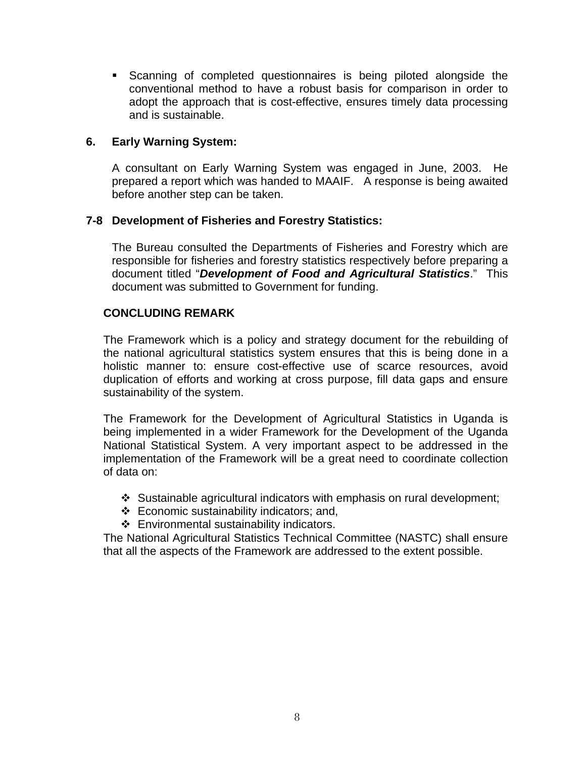- Scanning of completed questionnaires is being piloted alongside the conventional method to have a robust basis for comparison in order to adopt the approach that is cost-effective, ensures timely data processing and is sustainable.

**6. Early Warning System:**

A consultant on Early Warning System was engaged in June, 2003. He prepared a report which was handed to MAAIF. A response is being awaited before another step can be taken.

**7-8 Development of Fisheries and Forestry Statistics:**

The Bureau consulted the Departments of Fisheries and Forestry which are responsible for fisheries and forestry statistics respectively before preparing a document titled "***Development of Food and Agricultural Statistics***." This document was submitted to Government for funding.

**CONCLUDING REMARK**

The Framework which is a policy and strategy document for the rebuilding of the national agricultural statistics system ensures that this is being done in a holistic manner to: ensure cost-effective use of scarce resources, avoid duplication of efforts and working at cross purpose, fill data gaps and ensure sustainability of the system.

The Framework for the Development of Agricultural Statistics in Uganda is being implemented in a wider Framework for the Development of the Uganda National Statistical System. A very important aspect to be addressed in the implementation of the Framework will be a great need to coordinate collection of data on:

- Sustainable agricultural indicators with emphasis on rural development;
- Economic sustainability indicators; and,
- Environmental sustainability indicators.

The National Agricultural Statistics Technical Committee (NASTC) shall ensure that all the aspects of the Framework are addressed to the extent possible.